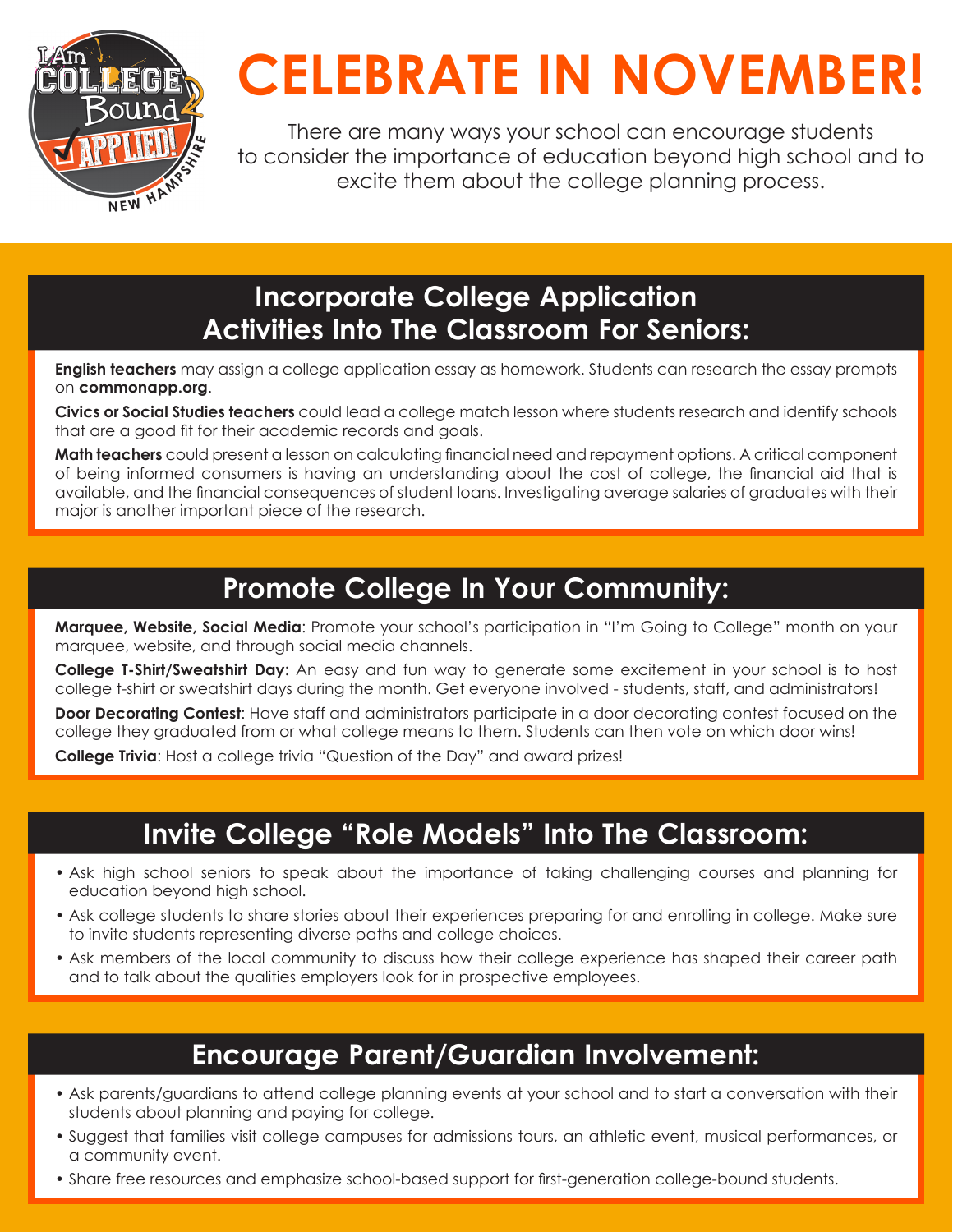# CELEBRATE IN NOVEMBER!

There are many ways your school can encourage students to consider the importance of education beyond high school and to excite them about the college planning process.

## Incorporate College Application Activities Into The Classroom For Seniors:

**English teachers** may assign a college application essay as homework. Students can research the essay prompts on **commonapp.org**.

**Civics or Social Studies teachers** could lead a college match lesson where students research and identify schools that are a good fit for their academic records and goals.

**Math teachers** could present a lesson on calculating financial need and repayment options. A critical component of being informed consumers is having an understanding about the cost of college, the financial aid that is available, and the financial consequences of student loans. Investigating average salaries of graduates with their major is another important piece of the research.

## Promote College In Your Community:

**Marquee, Website, Social Media**: Promote your school's participation in "I'm Going to College" month on your marquee, website, and through social media channels.

**College T-Shirt/Sweatshirt Day**: An easy and fun way to generate some excitement in your school is to host college t-shirt or sweatshirt days during the month. Get everyone involved - students, staff, and administrators!

**Door Decorating Contest**: Have staff and administrators participate in a door decorating contest focused on the college they graduated from or what college means to them. Students can then vote on which door wins!

**College Trivia**: Host a college trivia "Question of the Day" and award prizes!

## Invite College "Role Models" Into The Classroom:

- Ask high school seniors to speak about the importance of taking challenging courses and planning for education beyond high school.
- Ask college students to share stories about their experiences preparing for and enrolling in college. Make sure to invite students representing diverse paths and college choices.
- Ask members of the local community to discuss how their college experience has shaped their career path and to talk about the qualities employers look for in prospective employees.

## Encourage Parent/Guardian Involvement:

- Ask parents/guardians to attend college planning events at your school and to start a conversation with their students about planning and paying for college.
- Suggest that families visit college campuses for admissions tours, an athletic event, musical performances, or a community event.
- Share free resources and emphasize school-based support for first-generation college-bound students.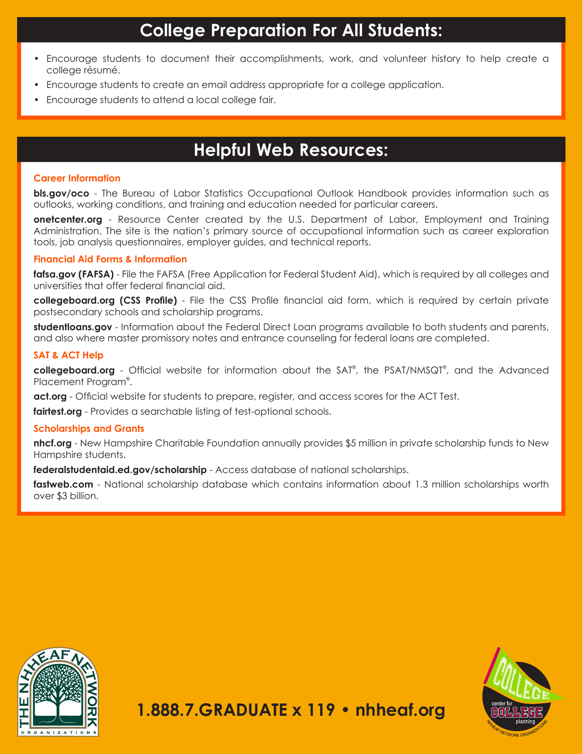## College Preparation For All Students:

- Encourage students to document their accomplishments, work, and volunteer history to help create a college résumé.
- Encourage students to create an email address appropriate for a college application.
- Encourage students to attend a local college fair.

## Helpful Web Resources:

### Career Information

**bls.gov/oco** - The Bureau of Labor Statistics Occupational Outlook Handbook provides information such as outlooks, working conditions, and training and education needed for particular careers.

**onetcenter.org** - Resource Center created by the U.S. Department of Labor, Employment and Training Administration. The site is the nation's primary source of occupational information such as career exploration tools, job analysis questionnaires, employer guides, and technical reports.

### Financial Aid Forms & Information

**fafsa.gov (FAFSA)** - File the FAFSA (Free Application for Federal Student Aid), which is required by all colleges and universities that offer federal financial aid.

**collegeboard.org (CSS Profile)** - File the CSS Profile financial aid form, which is required by certain private postsecondary schools and scholarship programs.

**studentloans.gov** - Information about the Federal Direct Loan programs available to both students and parents, and also where master promissory notes and entrance counseling for federal loans are completed.

### SAT & ACT Help

**collegeboard.org** - Official website for information about the SAT®, the PSAT/NMSQT®, and the Advanced Placement Program®.

**act.org** - Official website for students to prepare, register, and access scores for the ACT Test.

**fairtest.org** - Provides a searchable listing of test-optional schools.

### Scholarships and Grants

**nhcf.org** - New Hampshire Charitable Foundation annually provides $5 million in private scholarship funds to New Hampshire students.

**federalstudentaid.ed.gov/scholarship** - Access database of national scholarships.

**fastweb.com** - National scholarship database which contains information about 1.3 million scholarships worth over $3 billion.

THE NHHEAF NETWORK ORGANIZATIONS

**1.888.7.GRADUATE x 119 • nhheaf.org**

COLLEGE center for COLLEGE planning NHHEAF NETWORK ORGANIZATIONS